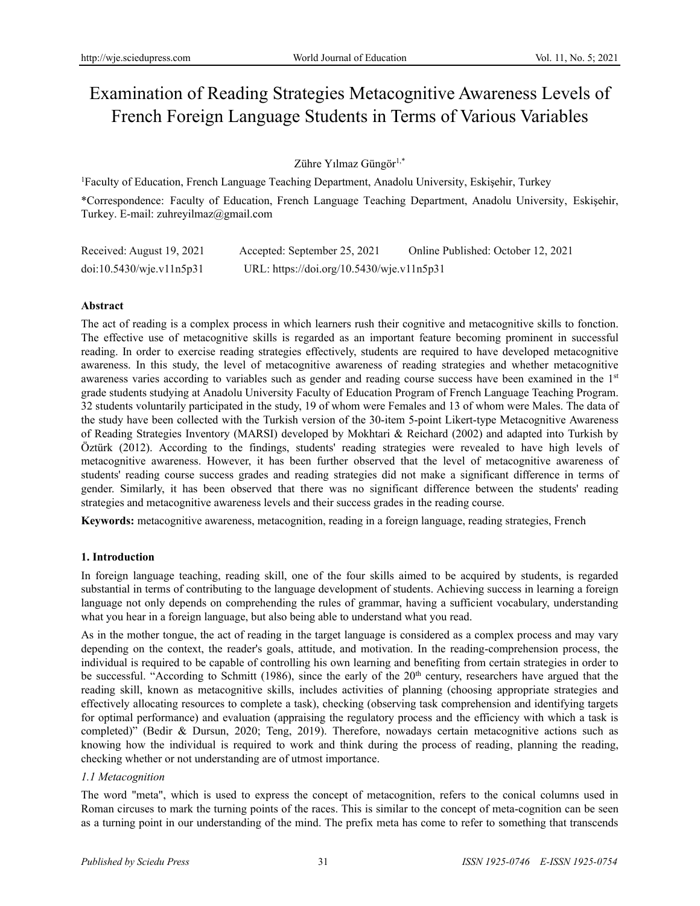# Examination of Reading Strategies Metacognitive Awareness Levels of French Foreign Language Students in Terms of Various Variables

Zühre Yılmaz Güngör[1,*]

[1]Faculty of Education, French Language Teaching Department, Anadolu University, Eskişehir, Turkey

*Correspondence: Faculty of Education, French Language Teaching Department, Anadolu University, Eskişehir, Turkey. E-mail: zuhreyilmaz@gmail.com

Received: August 19, 2021 Accepted: September 25, 2021 Online Published: October 12, 2021

doi:10.5430/wje.v11n5p31 URL: https://doi.org/10.5430/wje.v11n5p31

**Abstract**

The act of reading is a complex process in which learners rush their cognitive and metacognitive skills to fonction. The effective use of metacognitive skills is regarded as an important feature becoming prominent in successful reading. In order to exercise reading strategies effectively, students are required to have developed metacognitive awareness. In this study, the level of metacognitive awareness of reading strategies and whether metacognitive awareness varies according to variables such as gender and reading course success have been examined in the 1st grade students studying at Anadolu University Faculty of Education Program of French Language Teaching Program. 32 students voluntarily participated in the study, 19 of whom were Females and 13 of whom were Males. The data of the study have been collected with the Turkish version of the 30-item 5-point Likert-type Metacognitive Awareness of Reading Strategies Inventory (MARSI) developed by Mokhtari & Reichard (2002) and adapted into Turkish by Öztürk (2012). According to the findings, students' reading strategies were revealed to have high levels of metacognitive awareness. However, it has been further observed that the level of metacognitive awareness of students' reading course success grades and reading strategies did not make a significant difference in terms of gender. Similarly, it has been observed that there was no significant difference between the students' reading strategies and metacognitive awareness levels and their success grades in the reading course.

**Keywords:** metacognitive awareness, metacognition, reading in a foreign language, reading strategies, French

## 1. Introduction

In foreign language teaching, reading skill, one of the four skills aimed to be acquired by students, is regarded substantial in terms of contributing to the language development of students. Achieving success in learning a foreign language not only depends on comprehending the rules of grammar, having a sufficient vocabulary, understanding what you hear in a foreign language, but also being able to understand what you read.

As in the mother tongue, the act of reading in the target language is considered as a complex process and may vary depending on the context, the reader's goals, attitude, and motivation. In the reading-comprehension process, the individual is required to be capable of controlling his own learning and benefiting from certain strategies in order to be successful. "According to Schmitt (1986), since the early of the 20th century, researchers have argued that the reading skill, known as metacognitive skills, includes activities of planning (choosing appropriate strategies and effectively allocating resources to complete a task), checking (observing task comprehension and identifying targets for optimal performance) and evaluation (appraising the regulatory process and the efficiency with which a task is completed)" (Bedir & Dursun, 2020; Teng, 2019). Therefore, nowadays certain metacognitive actions such as knowing how the individual is required to work and think during the process of reading, planning the reading, checking whether or not understanding are of utmost importance.

### *1.1 Metacognition*

The word "meta", which is used to express the concept of metacognition, refers to the conical columns used in Roman circuses to mark the turning points of the races. This is similar to the concept of meta-cognition can be seen as a turning point in our understanding of the mind. The prefix meta has come to refer to something that transcends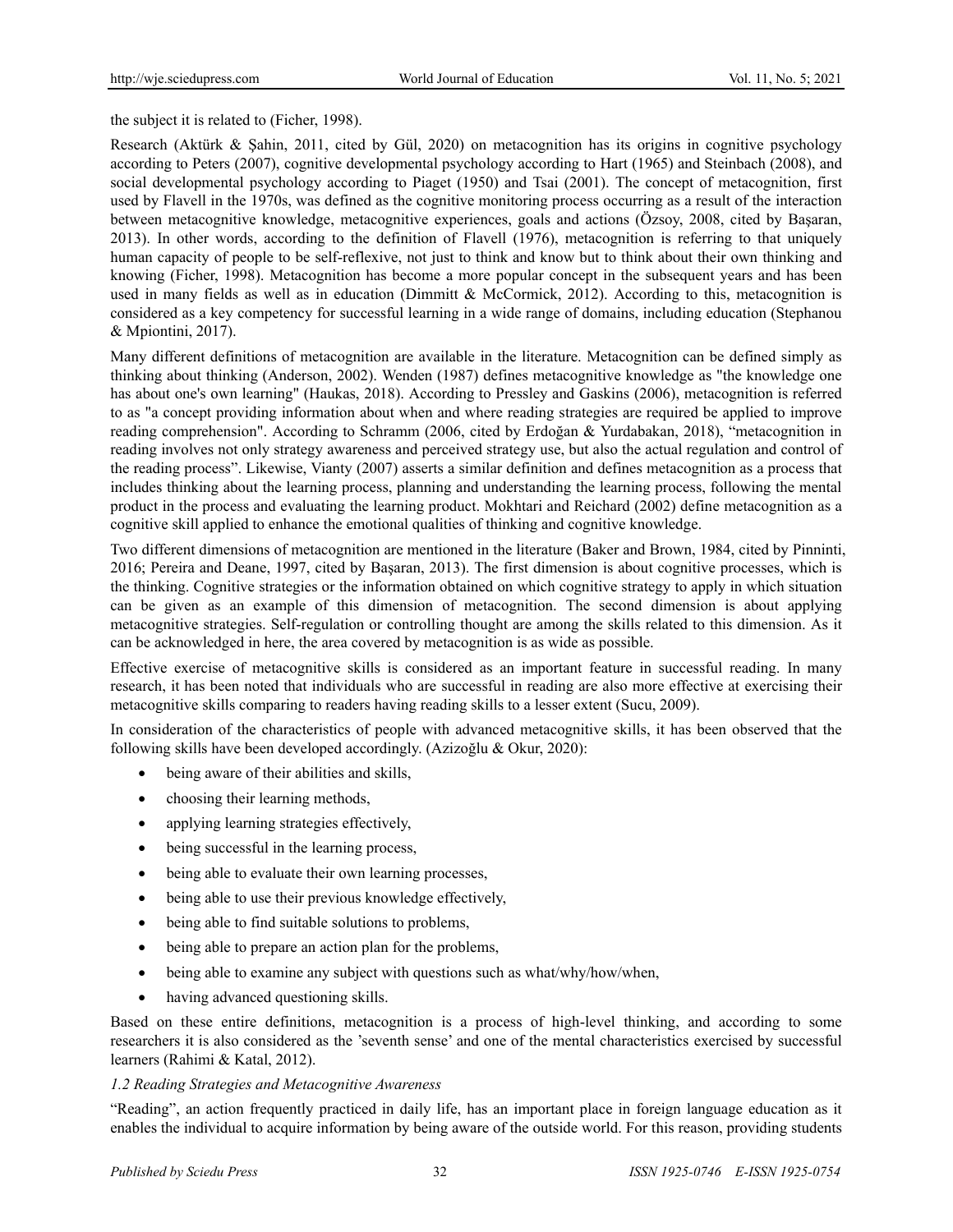the subject it is related to (Ficher, 1998).

Research (Aktürk & Şahin, 2011, cited by Gül, 2020) on metacognition has its origins in cognitive psychology according to Peters (2007), cognitive developmental psychology according to Hart (1965) and Steinbach (2008), and social developmental psychology according to Piaget (1950) and Tsai (2001). The concept of metacognition, first used by Flavell in the 1970s, was defined as the cognitive monitoring process occurring as a result of the interaction between metacognitive knowledge, metacognitive experiences, goals and actions (Özsoy, 2008, cited by Başaran, 2013). In other words, according to the definition of Flavell (1976), metacognition is referring to that uniquely human capacity of people to be self-reflexive, not just to think and know but to think about their own thinking and knowing (Ficher, 1998). Metacognition has become a more popular concept in the subsequent years and has been used in many fields as well as in education (Dimmitt & McCormick, 2012). According to this, metacognition is considered as a key competency for successful learning in a wide range of domains, including education (Stephanou & Mpiontini, 2017).

Many different definitions of metacognition are available in the literature. Metacognition can be defined simply as thinking about thinking (Anderson, 2002). Wenden (1987) defines metacognitive knowledge as "the knowledge one has about one's own learning" (Haukas, 2018). According to Pressley and Gaskins (2006), metacognition is referred to as "a concept providing information about when and where reading strategies are required be applied to improve reading comprehension". According to Schramm (2006, cited by Erdoğan & Yurdabakan, 2018), "metacognition in reading involves not only strategy awareness and perceived strategy use, but also the actual regulation and control of the reading process". Likewise, Vianty (2007) asserts a similar definition and defines metacognition as a process that includes thinking about the learning process, planning and understanding the learning process, following the mental product in the process and evaluating the learning product. Mokhtari and Reichard (2002) define metacognition as a cognitive skill applied to enhance the emotional qualities of thinking and cognitive knowledge.

Two different dimensions of metacognition are mentioned in the literature (Baker and Brown, 1984, cited by Pinninti, 2016; Pereira and Deane, 1997, cited by Başaran, 2013). The first dimension is about cognitive processes, which is the thinking. Cognitive strategies or the information obtained on which cognitive strategy to apply in which situation can be given as an example of this dimension of metacognition. The second dimension is about applying metacognitive strategies. Self-regulation or controlling thought are among the skills related to this dimension. As it can be acknowledged in here, the area covered by metacognition is as wide as possible.

Effective exercise of metacognitive skills is considered as an important feature in successful reading. In many research, it has been noted that individuals who are successful in reading are also more effective at exercising their metacognitive skills comparing to readers having reading skills to a lesser extent (Sucu, 2009).

In consideration of the characteristics of people with advanced metacognitive skills, it has been observed that the following skills have been developed accordingly. (Azizoğlu & Okur, 2020):

- being aware of their abilities and skills,
- choosing their learning methods,
- applying learning strategies effectively,
- being successful in the learning process,
- being able to evaluate their own learning processes,
- being able to use their previous knowledge effectively,
- being able to find suitable solutions to problems,
- being able to prepare an action plan for the problems,
- being able to examine any subject with questions such as what/why/how/when,
- having advanced questioning skills.

Based on these entire definitions, metacognition is a process of high-level thinking, and according to some researchers it is also considered as the 'seventh sense' and one of the mental characteristics exercised by successful learners (Rahimi & Katal, 2012).

### *1.2 Reading Strategies and Metacognitive Awareness*

"Reading", an action frequently practiced in daily life, has an important place in foreign language education as it enables the individual to acquire information by being aware of the outside world. For this reason, providing students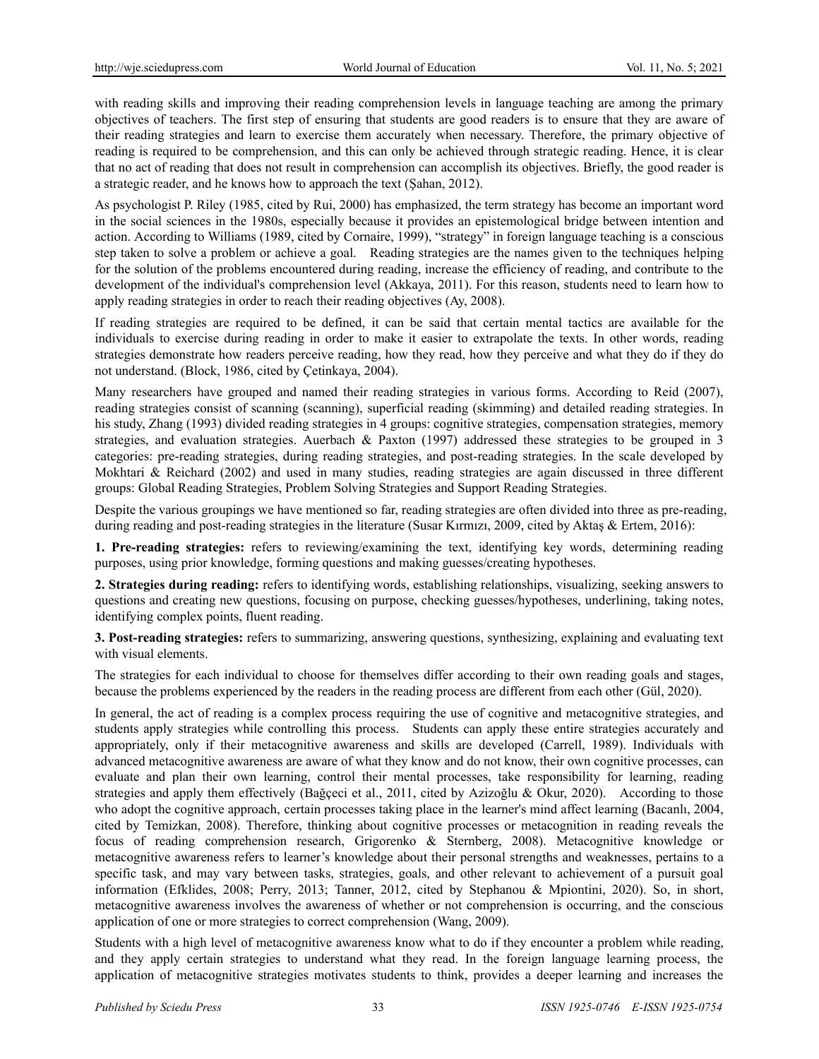with reading skills and improving their reading comprehension levels in language teaching are among the primary objectives of teachers. The first step of ensuring that students are good readers is to ensure that they are aware of their reading strategies and learn to exercise them accurately when necessary. Therefore, the primary objective of reading is required to be comprehension, and this can only be achieved through strategic reading. Hence, it is clear that no act of reading that does not result in comprehension can accomplish its objectives. Briefly, the good reader is a strategic reader, and he knows how to approach the text (Şahan, 2012).

As psychologist P. Riley (1985, cited by Rui, 2000) has emphasized, the term strategy has become an important word in the social sciences in the 1980s, especially because it provides an epistemological bridge between intention and action. According to Williams (1989, cited by Cornaire, 1999), "strategy" in foreign language teaching is a conscious step taken to solve a problem or achieve a goal. Reading strategies are the names given to the techniques helping for the solution of the problems encountered during reading, increase the efficiency of reading, and contribute to the development of the individual's comprehension level (Akkaya, 2011). For this reason, students need to learn how to apply reading strategies in order to reach their reading objectives (Ay, 2008).

If reading strategies are required to be defined, it can be said that certain mental tactics are available for the individuals to exercise during reading in order to make it easier to extrapolate the texts. In other words, reading strategies demonstrate how readers perceive reading, how they read, how they perceive and what they do if they do not understand. (Block, 1986, cited by Çetinkaya, 2004).

Many researchers have grouped and named their reading strategies in various forms. According to Reid (2007), reading strategies consist of scanning (scanning), superficial reading (skimming) and detailed reading strategies. In his study, Zhang (1993) divided reading strategies in 4 groups: cognitive strategies, compensation strategies, memory strategies, and evaluation strategies. Auerbach & Paxton (1997) addressed these strategies to be grouped in 3 categories: pre-reading strategies, during reading strategies, and post-reading strategies. In the scale developed by Mokhtari & Reichard (2002) and used in many studies, reading strategies are again discussed in three different groups: Global Reading Strategies, Problem Solving Strategies and Support Reading Strategies.

Despite the various groupings we have mentioned so far, reading strategies are often divided into three as pre-reading, during reading and post-reading strategies in the literature (Susar Kırmızı, 2009, cited by Aktaş & Ertem, 2016):

**1. Pre-reading strategies:** refers to reviewing/examining the text, identifying key words, determining reading purposes, using prior knowledge, forming questions and making guesses/creating hypotheses.

**2. Strategies during reading:** refers to identifying words, establishing relationships, visualizing, seeking answers to questions and creating new questions, focusing on purpose, checking guesses/hypotheses, underlining, taking notes, identifying complex points, fluent reading.

**3. Post-reading strategies:** refers to summarizing, answering questions, synthesizing, explaining and evaluating text with visual elements.

The strategies for each individual to choose for themselves differ according to their own reading goals and stages, because the problems experienced by the readers in the reading process are different from each other (Gül, 2020).

In general, the act of reading is a complex process requiring the use of cognitive and metacognitive strategies, and students apply strategies while controlling this process. Students can apply these entire strategies accurately and appropriately, only if their metacognitive awareness and skills are developed (Carrell, 1989). Individuals with advanced metacognitive awareness are aware of what they know and do not know, their own cognitive processes, can evaluate and plan their own learning, control their mental processes, take responsibility for learning, reading strategies and apply them effectively (Bağçeci et al., 2011, cited by Azizoğlu & Okur, 2020). According to those who adopt the cognitive approach, certain processes taking place in the learner's mind affect learning (Bacanlı, 2004, cited by Temizkan, 2008). Therefore, thinking about cognitive processes or metacognition in reading reveals the focus of reading comprehension research, Grigorenko & Sternberg, 2008). Metacognitive knowledge or metacognitive awareness refers to learner's knowledge about their personal strengths and weaknesses, pertains to a specific task, and may vary between tasks, strategies, goals, and other relevant to achievement of a pursuit goal information (Efklides, 2008; Perry, 2013; Tanner, 2012, cited by Stephanou & Mpiontini, 2020). So, in short, metacognitive awareness involves the awareness of whether or not comprehension is occurring, and the conscious application of one or more strategies to correct comprehension (Wang, 2009).

Students with a high level of metacognitive awareness know what to do if they encounter a problem while reading, and they apply certain strategies to understand what they read. In the foreign language learning process, the application of metacognitive strategies motivates students to think, provides a deeper learning and increases the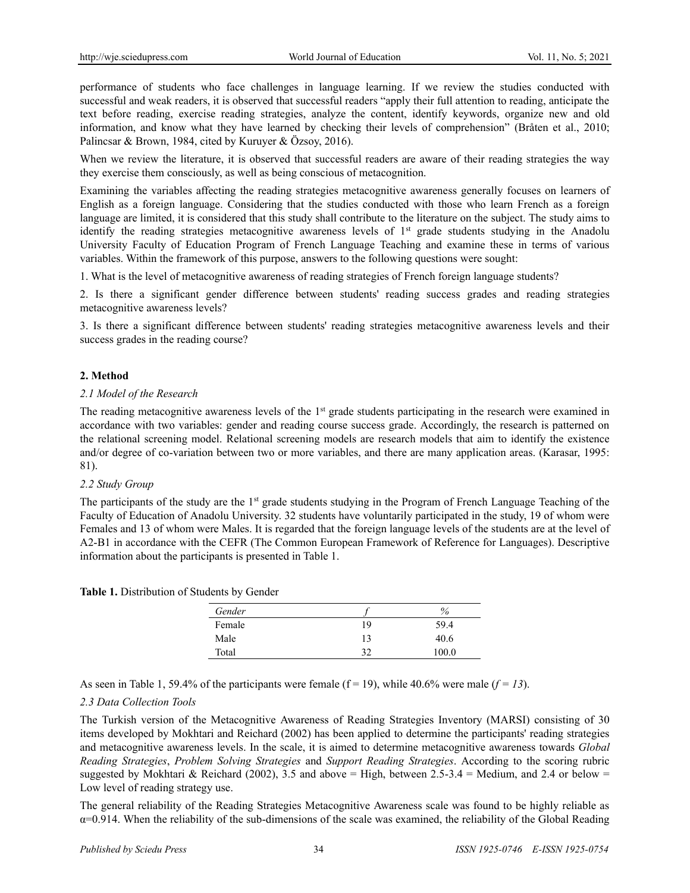performance of students who face challenges in language learning. If we review the studies conducted with successful and weak readers, it is observed that successful readers "apply their full attention to reading, anticipate the text before reading, exercise reading strategies, analyze the content, identify keywords, organize new and old information, and know what they have learned by checking their levels of comprehension" (Bråten et al., 2010; Palincsar & Brown, 1984, cited by Kuruyer & Özsoy, 2016).

When we review the literature, it is observed that successful readers are aware of their reading strategies the way they exercise them consciously, as well as being conscious of metacognition.

Examining the variables affecting the reading strategies metacognitive awareness generally focuses on learners of English as a foreign language. Considering that the studies conducted with those who learn French as a foreign language are limited, it is considered that this study shall contribute to the literature on the subject. The study aims to identify the reading strategies metacognitive awareness levels of 1st grade students studying in the Anadolu University Faculty of Education Program of French Language Teaching and examine these in terms of various variables. Within the framework of this purpose, answers to the following questions were sought:

1. What is the level of metacognitive awareness of reading strategies of French foreign language students?

2. Is there a significant gender difference between students' reading success grades and reading strategies metacognitive awareness levels?

3. Is there a significant difference between students' reading strategies metacognitive awareness levels and their success grades in the reading course?

## 2. Method

### *2.1 Model of the Research*

The reading metacognitive awareness levels of the 1st grade students participating in the research were examined in accordance with two variables: gender and reading course success grade. Accordingly, the research is patterned on the relational screening model. Relational screening models are research models that aim to identify the existence and/or degree of co-variation between two or more variables, and there are many application areas. (Karasar, 1995: 81).

### *2.2 Study Group*

The participants of the study are the 1st grade students studying in the Program of French Language Teaching of the Faculty of Education of Anadolu University. 32 students have voluntarily participated in the study, 19 of whom were Females and 13 of whom were Males. It is regarded that the foreign language levels of the students are at the level of A2-B1 in accordance with the CEFR (The Common European Framework of Reference for Languages). Descriptive information about the participants is presented in Table 1.

**Table 1.** Distribution of Students by Gender

| *Gender* | *f* | *%* |
|---|---|---|
| Female | 19 | 59.4 |
| Male | 13 | 40.6 |
| Total | 32 | 100.0 |

As seen in Table 1, 59.4% of the participants were female (f = 19), while 40.6% were male (*f = 13*).

### *2.3 Data Collection Tools*

The Turkish version of the Metacognitive Awareness of Reading Strategies Inventory (MARSI) consisting of 30 items developed by Mokhtari and Reichard (2002) has been applied to determine the participants' reading strategies and metacognitive awareness levels. In the scale, it is aimed to determine metacognitive awareness towards *Global Reading Strategies*, *Problem Solving Strategies* and *Support Reading Strategies*. According to the scoring rubric suggested by Mokhtari & Reichard (2002), 3.5 and above = High, between 2.5-3.4 = Medium, and 2.4 or below = Low level of reading strategy use.

The general reliability of the Reading Strategies Metacognitive Awareness scale was found to be highly reliable as $\alpha$=0.914. When the reliability of the sub-dimensions of the scale was examined, the reliability of the Global Reading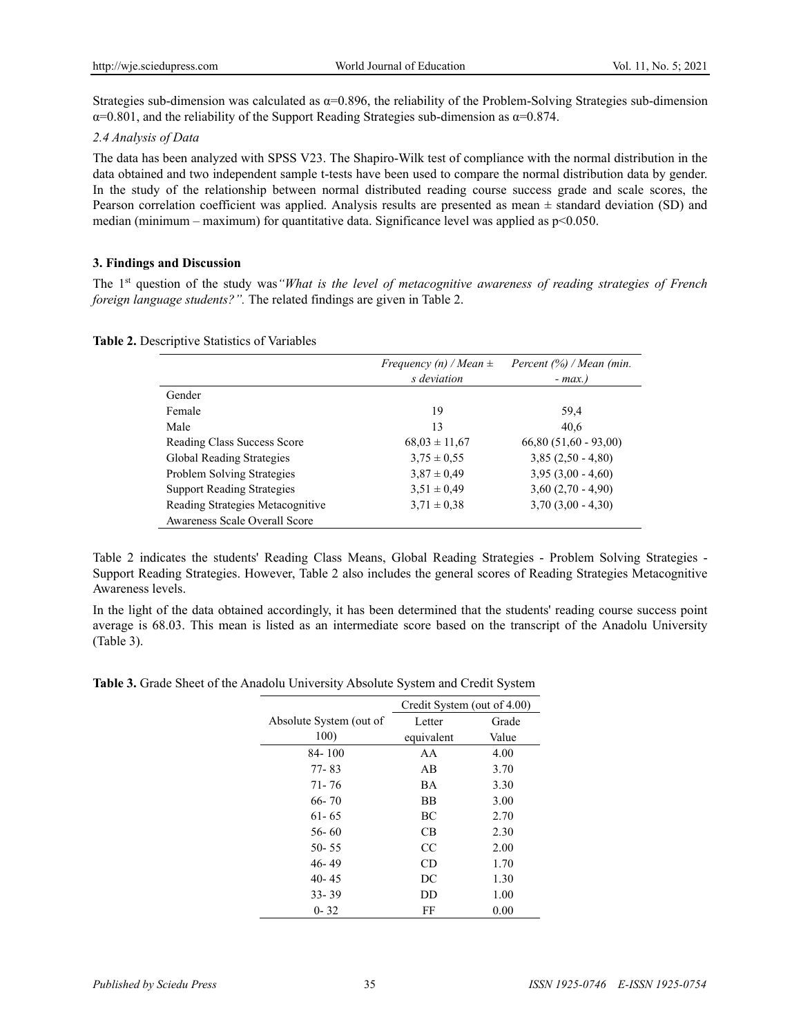Strategies sub-dimension was calculated as α=0.896, the reliability of the Problem-Solving Strategies sub-dimension α=0.801, and the reliability of the Support Reading Strategies sub-dimension as α=0.874.

### *2.4 Analysis of Data*

The data has been analyzed with SPSS V23. The Shapiro-Wilk test of compliance with the normal distribution in the data obtained and two independent sample t-tests have been used to compare the normal distribution data by gender. In the study of the relationship between normal distributed reading course success grade and scale scores, the Pearson correlation coefficient was applied. Analysis results are presented as mean ± standard deviation (SD) and median (minimum – maximum) for quantitative data. Significance level was applied as $p<0.050$.

## 3. Findings and Discussion

The 1[st] question of the study was *"What is the level of metacognitive awareness of reading strategies of French foreign language students?".* The related findings are given in Table 2.

**Table 2.** Descriptive Statistics of Variables

| | *Frequency (n) / Mean ± s deviation* | *Percent (%) / Mean (min. - max.)* |
|---|---|---|
| Gender | | |
| Female | 19 | 59,4 |
| Male | 13 | 40,6 |
| Reading Class Success Score | 68,03 ± 11,67 | 66,80 (51,60 - 93,00) |
| Global Reading Strategies | 3,75 ± 0,55 | 3,85 (2,50 - 4,80) |
| Problem Solving Strategies | 3,87 ± 0,49 | 3,95 (3,00 - 4,60) |
| Support Reading Strategies | 3,51 ± 0,49 | 3,60 (2,70 - 4,90) |
| Reading Strategies Metacognitive Awareness Scale Overall Score | 3,71 ± 0,38 | 3,70 (3,00 - 4,30) |

Table 2 indicates the students' Reading Class Means, Global Reading Strategies - Problem Solving Strategies - Support Reading Strategies. However, Table 2 also includes the general scores of Reading Strategies Metacognitive Awareness levels.

In the light of the data obtained accordingly, it has been determined that the students' reading course success point average is 68.03. This mean is listed as an intermediate score based on the transcript of the Anadolu University (Table 3).

**Table 3.** Grade Sheet of the Anadolu University Absolute System and Credit System

| | Credit System (out of 4.00) | |
|---|---|---|
| Absolute System (out of 100) | Letter equivalent | Grade Value |
| 84- 100 | AA | 4.00 |
| 77- 83 | AB | 3.70 |
| 71- 76 | BA | 3.30 |
| 66- 70 | BB | 3.00 |
| 61- 65 | BC | 2.70 |
| 56- 60 | CB | 2.30 |
| 50- 55 | CC | 2.00 |
| 46- 49 | CD | 1.70 |
| 40- 45 | DC | 1.30 |
| 33- 39 | DD | 1.00 |
| 0- 32 | FF | 0.00 |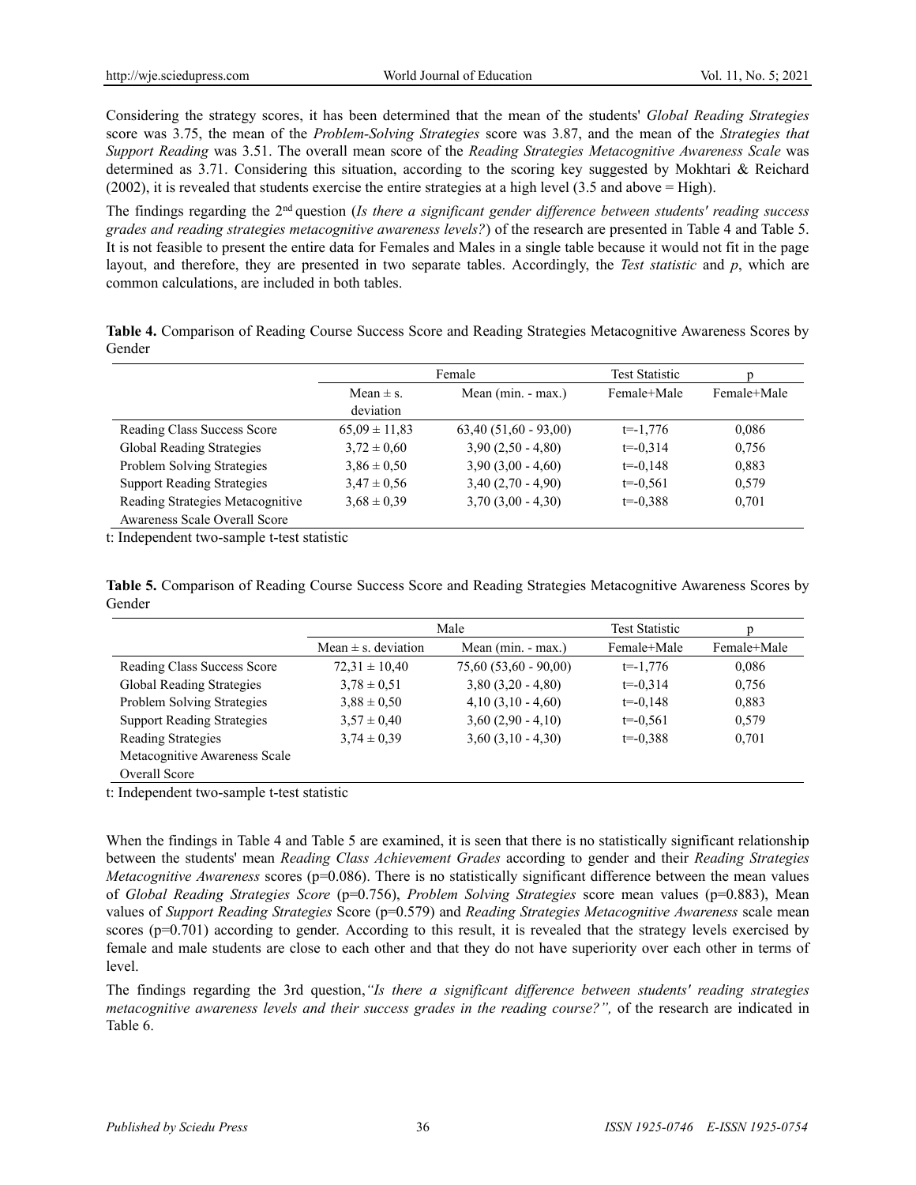Considering the strategy scores, it has been determined that the mean of the students' *Global Reading Strategies* score was 3.75, the mean of the *Problem-Solving Strategies* score was 3.87, and the mean of the *Strategies that Support Reading* was 3.51. The overall mean score of the *Reading Strategies Metacognitive Awareness Scale* was determined as 3.71. Considering this situation, according to the scoring key suggested by Mokhtari & Reichard (2002), it is revealed that students exercise the entire strategies at a high level (3.5 and above = High).

The findings regarding the 2nd question (*Is there a significant gender difference between students' reading success grades and reading strategies metacognitive awareness levels?*) of the research are presented in Table 4 and Table 5. It is not feasible to present the entire data for Females and Males in a single table because it would not fit in the page layout, and therefore, they are presented in two separate tables. Accordingly, the *Test statistic* and *p*, which are common calculations, are included in both tables.

**Table 4.** Comparison of Reading Course Success Score and Reading Strategies Metacognitive Awareness Scores by Gender

| | Female | | Test Statistic | p |
|---|---|---|---|---|
| | Mean ± s. deviation | Mean (min. - max.) | Female+Male | Female+Male |
| Reading Class Success Score | 65,09 ± 11,83 | 63,40 (51,60 - 93,00) | t=-1,776 | 0,086 |
| Global Reading Strategies | 3,72 ± 0,60 | 3,90 (2,50 - 4,80) | t=-0,314 | 0,756 |
| Problem Solving Strategies | 3,86 ± 0,50 | 3,90 (3,00 - 4,60) | t=-0,148 | 0,883 |
| Support Reading Strategies | 3,47 ± 0,56 | 3,40 (2,70 - 4,90) | t=-0,561 | 0,579 |
| Reading Strategies Metacognitive Awareness Scale Overall Score | 3,68 ± 0,39 | 3,70 (3,00 - 4,30) | t=-0,388 | 0,701 |

t: Independent two-sample t-test statistic

**Table 5.** Comparison of Reading Course Success Score and Reading Strategies Metacognitive Awareness Scores by Gender

| | Male | | Test Statistic | p |
|---|---|---|---|---|
| | Mean ± s. deviation | Mean (min. - max.) | Female+Male | Female+Male |
| Reading Class Success Score | 72,31 ± 10,40 | 75,60 (53,60 - 90,00) | t=-1,776 | 0,086 |
| Global Reading Strategies | 3,78 ± 0,51 | 3,80 (3,20 - 4,80) | t=-0,314 | 0,756 |
| Problem Solving Strategies | 3,88 ± 0,50 | 4,10 (3,10 - 4,60) | t=-0,148 | 0,883 |
| Support Reading Strategies | 3,57 ± 0,40 | 3,60 (2,90 - 4,10) | t=-0,561 | 0,579 |
| Reading Strategies Metacognitive Awareness Scale Overall Score | 3,74 ± 0,39 | 3,60 (3,10 - 4,30) | t=-0,388 | 0,701 |

t: Independent two-sample t-test statistic

When the findings in Table 4 and Table 5 are examined, it is seen that there is no statistically significant relationship between the students' mean *Reading Class Achievement Grades* according to gender and their *Reading Strategies Metacognitive Awareness* scores (p=0.086). There is no statistically significant difference between the mean values of *Global Reading Strategies Score* (p=0.756), *Problem Solving Strategies* score mean values (p=0.883), Mean values of *Support Reading Strategies* Score (p=0.579) and *Reading Strategies Metacognitive Awareness* scale mean scores (p=0.701) according to gender. According to this result, it is revealed that the strategy levels exercised by female and male students are close to each other and that they do not have superiority over each other in terms of level.

The findings regarding the 3rd question,*"Is there a significant difference between students' reading strategies metacognitive awareness levels and their success grades in the reading course?",* of the research are indicated in Table 6.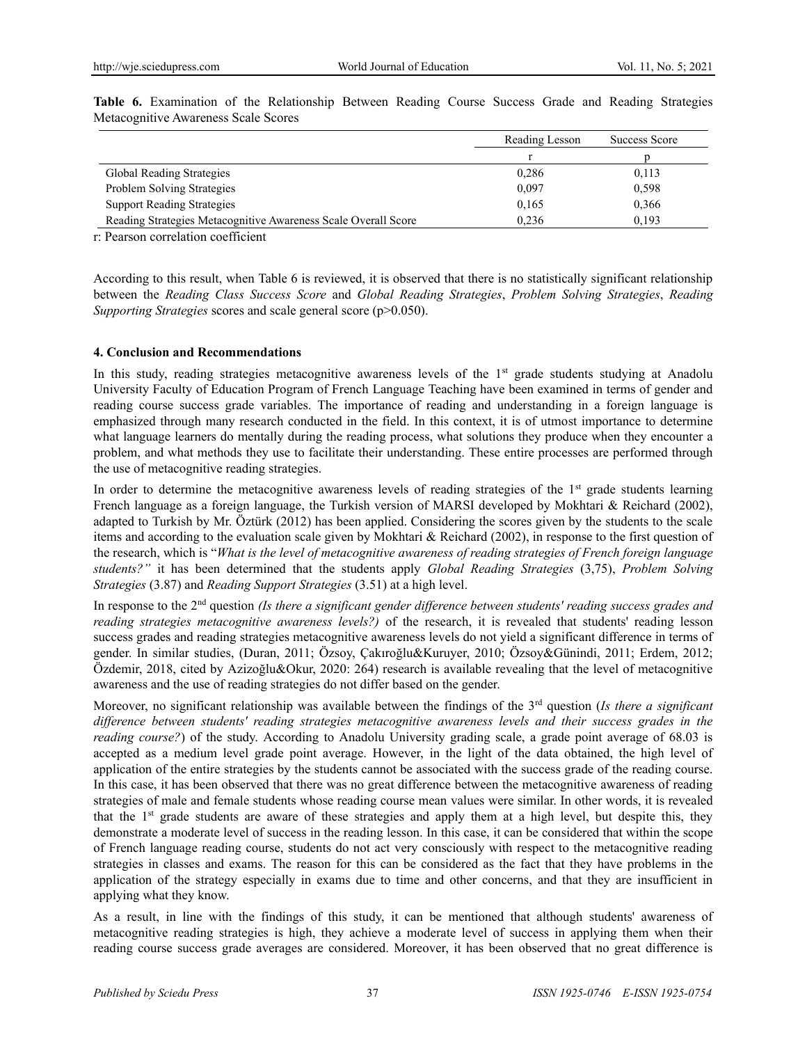**Table 6.** Examination of the Relationship Between Reading Course Success Grade and Reading Strategies Metacognitive Awareness Scale Scores

| | Reading Lesson | Success Score |
|---|---|---|
| | r | p |
| Global Reading Strategies | 0,286 | 0,113 |
| Problem Solving Strategies | 0,097 | 0,598 |
| Support Reading Strategies | 0,165 | 0,366 |
| Reading Strategies Metacognitive Awareness Scale Overall Score | 0,236 | 0,193 |

r: Pearson correlation coefficient

According to this result, when Table 6 is reviewed, it is observed that there is no statistically significant relationship between the *Reading Class Success Score* and *Global Reading Strategies*, *Problem Solving Strategies*, *Reading Supporting Strategies* scores and scale general score ($p>0.050$).

## 4. Conclusion and Recommendations

In this study, reading strategies metacognitive awareness levels of the 1st grade students studying at Anadolu University Faculty of Education Program of French Language Teaching have been examined in terms of gender and reading course success grade variables. The importance of reading and understanding in a foreign language is emphasized through many research conducted in the field. In this context, it is of utmost importance to determine what language learners do mentally during the reading process, what solutions they produce when they encounter a problem, and what methods they use to facilitate their understanding. These entire processes are performed through the use of metacognitive reading strategies.

In order to determine the metacognitive awareness levels of reading strategies of the 1st grade students learning French language as a foreign language, the Turkish version of MARSI developed by Mokhtari & Reichard (2002), adapted to Turkish by Mr. Öztürk (2012) has been applied. Considering the scores given by the students to the scale items and according to the evaluation scale given by Mokhtari & Reichard (2002), in response to the first question of the research, which is "*What is the level of metacognitive awareness of reading strategies of French foreign language students?"* it has been determined that the students apply *Global Reading Strategies* (3,75), *Problem Solving Strategies* (3.87) and *Reading Support Strategies* (3.51) at a high level.

In response to the 2nd question *(Is there a significant gender difference between students' reading success grades and reading strategies metacognitive awareness levels?)* of the research, it is revealed that students' reading lesson success grades and reading strategies metacognitive awareness levels do not yield a significant difference in terms of gender. In similar studies, (Duran, 2011; Özsoy, Çakıroğlu&Kuruyer, 2010; Özsoy&Günindi, 2011; Erdem, 2012; Özdemir, 2018, cited by Azizoğlu&Okur, 2020: 264) research is available revealing that the level of metacognitive awareness and the use of reading strategies do not differ based on the gender.

Moreover, no significant relationship was available between the findings of the 3rd question (*Is there a significant difference between students' reading strategies metacognitive awareness levels and their success grades in the reading course?*) of the study. According to Anadolu University grading scale, a grade point average of 68.03 is accepted as a medium level grade point average. However, in the light of the data obtained, the high level of application of the entire strategies by the students cannot be associated with the success grade of the reading course. In this case, it has been observed that there was no great difference between the metacognitive awareness of reading strategies of male and female students whose reading course mean values were similar. In other words, it is revealed that the 1st grade students are aware of these strategies and apply them at a high level, but despite this, they demonstrate a moderate level of success in the reading lesson. In this case, it can be considered that within the scope of French language reading course, students do not act very consciously with respect to the metacognitive reading strategies in classes and exams. The reason for this can be considered as the fact that they have problems in the application of the strategy especially in exams due to time and other concerns, and that they are insufficient in applying what they know.

As a result, in line with the findings of this study, it can be mentioned that although students' awareness of metacognitive reading strategies is high, they achieve a moderate level of success in applying them when their reading course success grade averages are considered. Moreover, it has been observed that no great difference is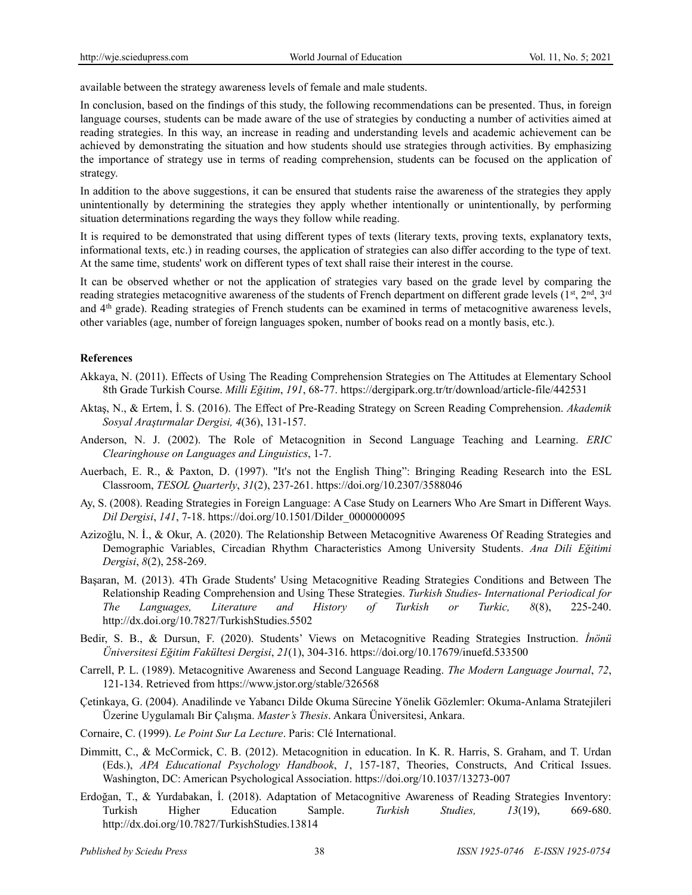available between the strategy awareness levels of female and male students.

In conclusion, based on the findings of this study, the following recommendations can be presented. Thus, in foreign language courses, students can be made aware of the use of strategies by conducting a number of activities aimed at reading strategies. In this way, an increase in reading and understanding levels and academic achievement can be achieved by demonstrating the situation and how students should use strategies through activities. By emphasizing the importance of strategy use in terms of reading comprehension, students can be focused on the application of strategy.

In addition to the above suggestions, it can be ensured that students raise the awareness of the strategies they apply unintentionally by determining the strategies they apply whether intentionally or unintentionally, by performing situation determinations regarding the ways they follow while reading.

It is required to be demonstrated that using different types of texts (literary texts, proving texts, explanatory texts, informational texts, etc.) in reading courses, the application of strategies can also differ according to the type of text. At the same time, students' work on different types of text shall raise their interest in the course.

It can be observed whether or not the application of strategies vary based on the grade level by comparing the reading strategies metacognitive awareness of the students of French department on different grade levels (1st, 2nd, 3rd and 4th grade). Reading strategies of French students can be examined in terms of metacognitive awareness levels, other variables (age, number of foreign languages spoken, number of books read on a montly basis, etc.).

## References

Akkaya, N. (2011). Effects of Using The Reading Comprehension Strategies on The Attitudes at Elementary School 8th Grade Turkish Course. *Milli Eğitim*, *191*, 68-77. https://dergipark.org.tr/tr/download/article-file/442531

Aktaş, N., & Ertem, İ. S. (2016). The Effect of Pre-Reading Strategy on Screen Reading Comprehension. *Akademik Sosyal Araştırmalar Dergisi, 4*(36), 131-157.

Anderson, N. J. (2002). The Role of Metacognition in Second Language Teaching and Learning. *ERIC Clearinghouse on Languages and Linguistics*, 1-7.

Auerbach, E. R., & Paxton, D. (1997). "It's not the English Thing": Bringing Reading Research into the ESL Classroom, *TESOL Quarterly*, *31*(2), 237-261. https://doi.org/10.2307/3588046

Ay, S. (2008). Reading Strategies in Foreign Language: A Case Study on Learners Who Are Smart in Different Ways. *Dil Dergisi*, *141*, 7-18. https://doi.org/10.1501/Dilder_0000000095

Azizoğlu, N. İ., & Okur, A. (2020). The Relationship Between Metacognitive Awareness Of Reading Strategies and Demographic Variables, Circadian Rhythm Characteristics Among University Students. *Ana Dili Eğitimi Dergisi*, *8*(2), 258-269.

Başaran, M. (2013). 4Th Grade Students' Using Metacognitive Reading Strategies Conditions and Between The Relationship Reading Comprehension and Using These Strategies. *Turkish Studies- International Periodical for The Languages, Literature and History of Turkish or Turkic, 8*(8), 225-240. http://dx.doi.org/10.7827/TurkishStudies.5502

Bedir, S. B., & Dursun, F. (2020). Students' Views on Metacognitive Reading Strategies Instruction. *İnönü Üniversitesi Eğitim Fakültesi Dergisi*, *21*(1), 304-316. https://doi.org/10.17679/inuefd.533500

Carrell, P. L. (1989). Metacognitive Awareness and Second Language Reading. *The Modern Language Journal*, *72*, 121-134. Retrieved from https://www.jstor.org/stable/326568

Çetinkaya, G. (2004). Anadilinde ve Yabancı Dilde Okuma Sürecine Yönelik Gözlemler: Okuma-Anlama Stratejileri Üzerine Uygulamalı Bir Çalışma. *Master's Thesis*. Ankara Üniversitesi, Ankara.

Cornaire, C. (1999). *Le Point Sur La Lecture*. Paris: Clé International.

Dimmitt, C., & McCormick, C. B. (2012). Metacognition in education. In K. R. Harris, S. Graham, and T. Urdan (Eds.), *APA Educational Psychology Handbook*, *1*, 157-187, Theories, Constructs, And Critical Issues. Washington, DC: American Psychological Association. https://doi.org/10.1037/13273-007

Erdoğan, T., & Yurdabakan, İ. (2018). Adaptation of Metacognitive Awareness of Reading Strategies Inventory: Turkish Higher Education Sample. *Turkish Studies, 13*(19), 669-680. http://dx.doi.org/10.7827/TurkishStudies.13814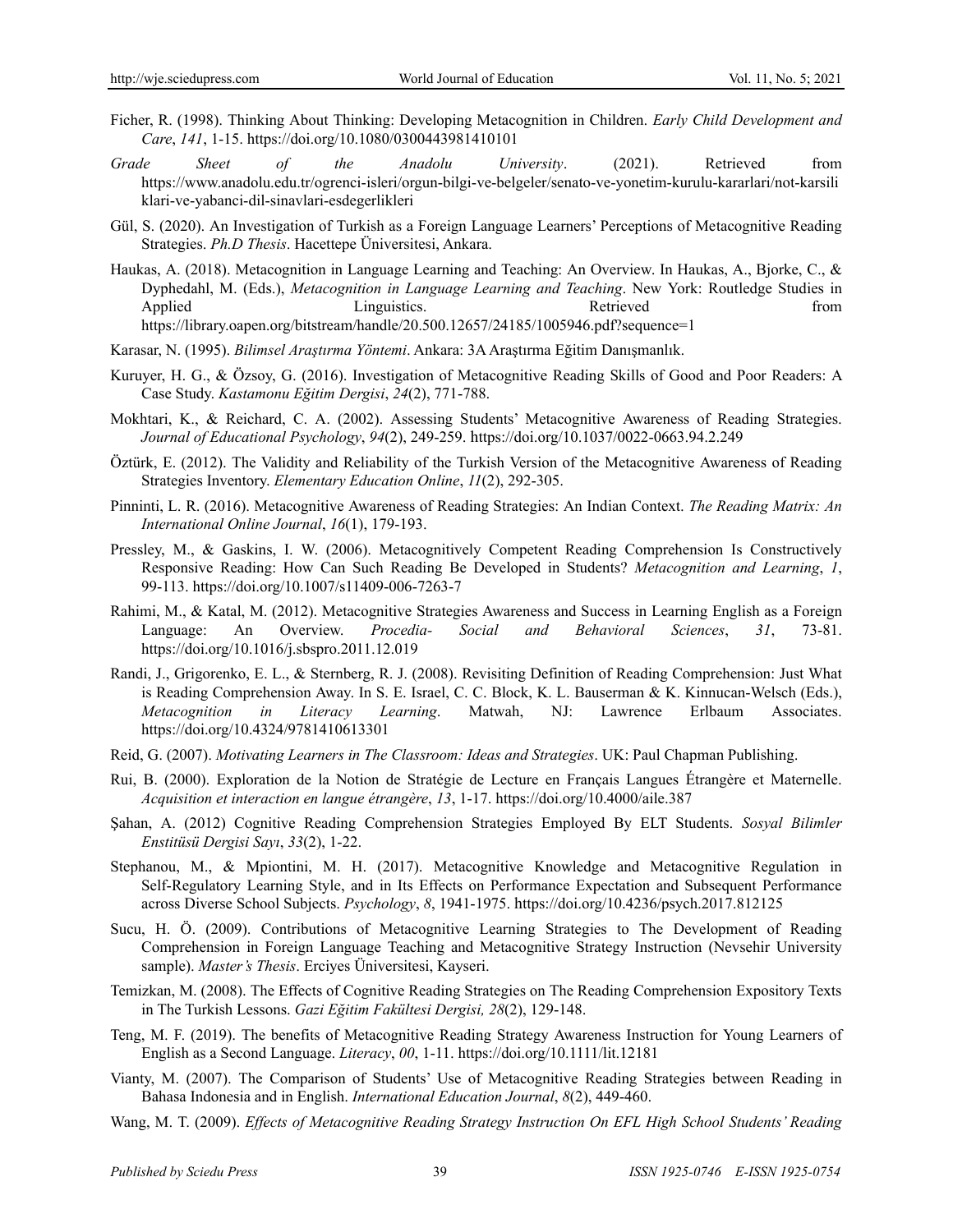Ficher, R. (1998). Thinking About Thinking: Developing Metacognition in Children. *Early Child Development and Care*, *141*, 1-15. https://doi.org/10.1080/0300443981410101

*Grade Sheet of the Anadolu University*. (2021). Retrieved from https://www.anadolu.edu.tr/ogrenci-isleri/orgun-bilgi-ve-belgeler/senato-ve-yonetim-kurulu-kararlari/not-karsiliklari-ve-yabanci-dil-sinavlari-esdegerlikleri

Gül, S. (2020). An Investigation of Turkish as a Foreign Language Learners' Perceptions of Metacognitive Reading Strategies. *Ph.D Thesis*. Hacettepe Üniversitesi, Ankara.

Haukas, A. (2018). Metacognition in Language Learning and Teaching: An Overview. In Haukas, A., Bjorke, C., & Dyphedahl, M. (Eds.), *Metacognition in Language Learning and Teaching*. New York: Routledge Studies in Applied Linguistics. Retrieved from https://library.oapen.org/bitstream/handle/20.500.12657/24185/1005946.pdf?sequence=1

Karasar, N. (1995). *Bilimsel Araştırma Yöntemi*. Ankara: 3A Araştırma Eğitim Danışmanlık.

Kuruyer, H. G., & Özsoy, G. (2016). Investigation of Metacognitive Reading Skills of Good and Poor Readers: A Case Study. *Kastamonu Eğitim Dergisi*, *24*(2), 771-788.

Mokhtari, K., & Reichard, C. A. (2002). Assessing Students' Metacognitive Awareness of Reading Strategies. *Journal of Educational Psychology*, *94*(2), 249-259. https://doi.org/10.1037/0022-0663.94.2.249

Öztürk, E. (2012). The Validity and Reliability of the Turkish Version of the Metacognitive Awareness of Reading Strategies Inventory. *Elementary Education Online*, *11*(2), 292-305.

Pinninti, L. R. (2016). Metacognitive Awareness of Reading Strategies: An Indian Context. *The Reading Matrix: An International Online Journal*, *16*(1), 179-193.

Pressley, M., & Gaskins, I. W. (2006). Metacognitively Competent Reading Comprehension Is Constructively Responsive Reading: How Can Such Reading Be Developed in Students? *Metacognition and Learning*, *1*, 99-113. https://doi.org/10.1007/s11409-006-7263-7

Rahimi, M., & Katal, M. (2012). Metacognitive Strategies Awareness and Success in Learning English as a Foreign Language: An Overview. *Procedia- Social and Behavioral Sciences*, *31*, 73-81. https://doi.org/10.1016/j.sbspro.2011.12.019

Randi, J., Grigorenko, E. L., & Sternberg, R. J. (2008). Revisiting Definition of Reading Comprehension: Just What is Reading Comprehension Away. In S. E. Israel, C. C. Block, K. L. Bauserman & K. Kinnucan-Welsch (Eds.), *Metacognition in Literacy Learning*. Matwah, NJ: Lawrence Erlbaum Associates. https://doi.org/10.4324/9781410613301

Reid, G. (2007). *Motivating Learners in The Classroom: Ideas and Strategies*. UK: Paul Chapman Publishing.

Rui, B. (2000). Exploration de la Notion de Stratégie de Lecture en Français Langues Étrangère et Maternelle. *Acquisition et interaction en langue étrangère*, *13*, 1-17. https://doi.org/10.4000/aile.387

Şahan, A. (2012) Cognitive Reading Comprehension Strategies Employed By ELT Students. *Sosyal Bilimler Enstitüsü Dergisi Sayı*, *33*(2), 1-22.

Stephanou, M., & Mpiontini, M. H. (2017). Metacognitive Knowledge and Metacognitive Regulation in Self-Regulatory Learning Style, and in Its Effects on Performance Expectation and Subsequent Performance across Diverse School Subjects. *Psychology*, *8*, 1941-1975. https://doi.org/10.4236/psych.2017.812125

Sucu, H. Ö. (2009). Contributions of Metacognitive Learning Strategies to The Development of Reading Comprehension in Foreign Language Teaching and Metacognitive Strategy Instruction (Nevsehir University sample). *Master's Thesis*. Erciyes Üniversitesi, Kayseri.

Temizkan, M. (2008). The Effects of Cognitive Reading Strategies on The Reading Comprehension Expository Texts in The Turkish Lessons. *Gazi Eğitim Fakültesi Dergisi, 28*(2), 129-148.

Teng, M. F. (2019). The benefits of Metacognitive Reading Strategy Awareness Instruction for Young Learners of English as a Second Language. *Literacy*, *00*, 1-11. https://doi.org/10.1111/lit.12181

Vianty, M. (2007). The Comparison of Students' Use of Metacognitive Reading Strategies between Reading in Bahasa Indonesia and in English. *International Education Journal*, *8*(2), 449-460.

Wang, M. T. (2009). *Effects of Metacognitive Reading Strategy Instruction On EFL High School Students' Reading*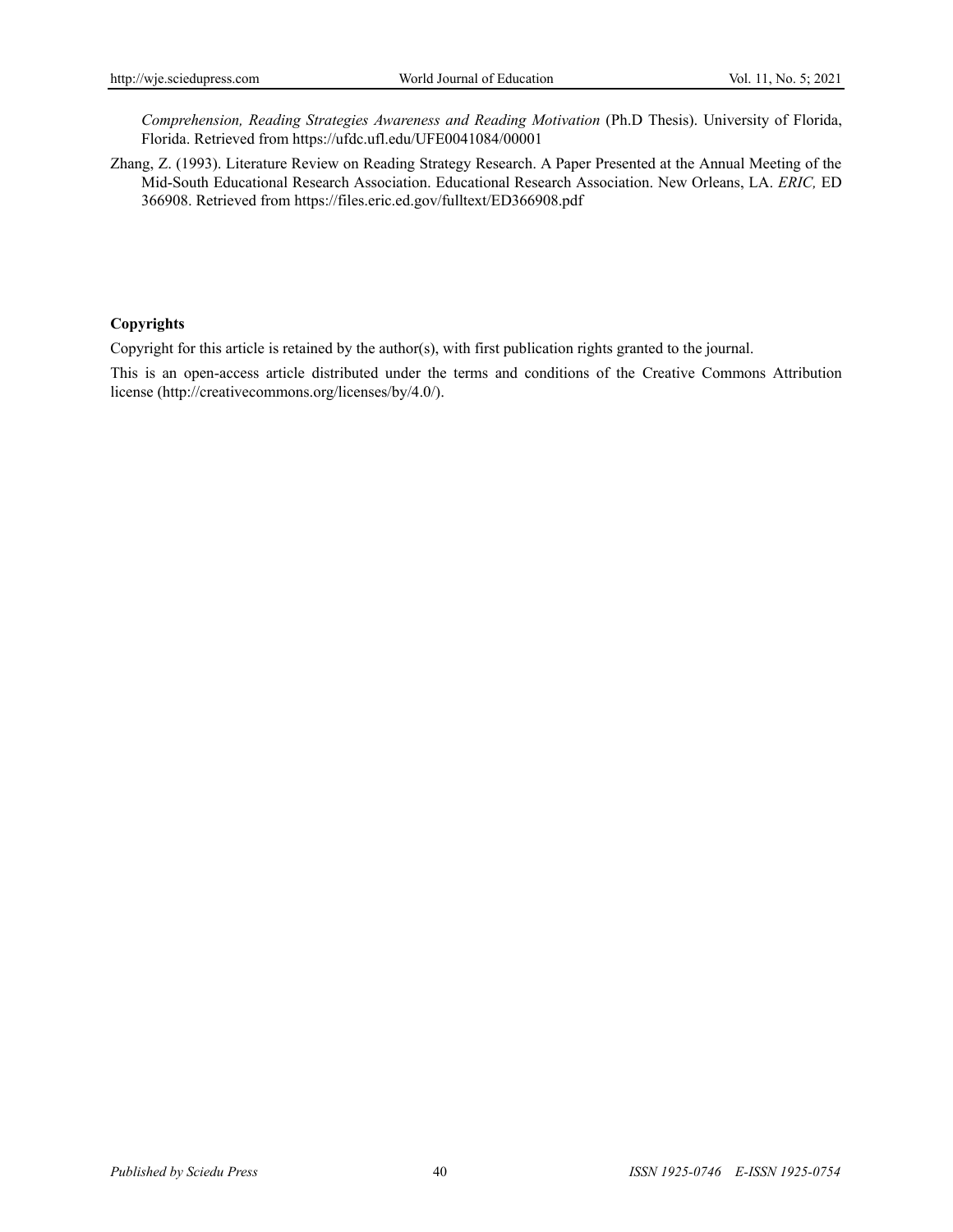*Comprehension, Reading Strategies Awareness and Reading Motivation* (Ph.D Thesis). University of Florida, Florida. Retrieved from https://ufdc.ufl.edu/UFE0041084/00001

Zhang, Z. (1993). Literature Review on Reading Strategy Research. A Paper Presented at the Annual Meeting of the Mid-South Educational Research Association. Educational Research Association. New Orleans, LA. *ERIC,* ED 366908. Retrieved from https://files.eric.ed.gov/fulltext/ED366908.pdf

**Copyrights**

Copyright for this article is retained by the author(s), with first publication rights granted to the journal.

This is an open-access article distributed under the terms and conditions of the Creative Commons Attribution license (http://creativecommons.org/licenses/by/4.0/).